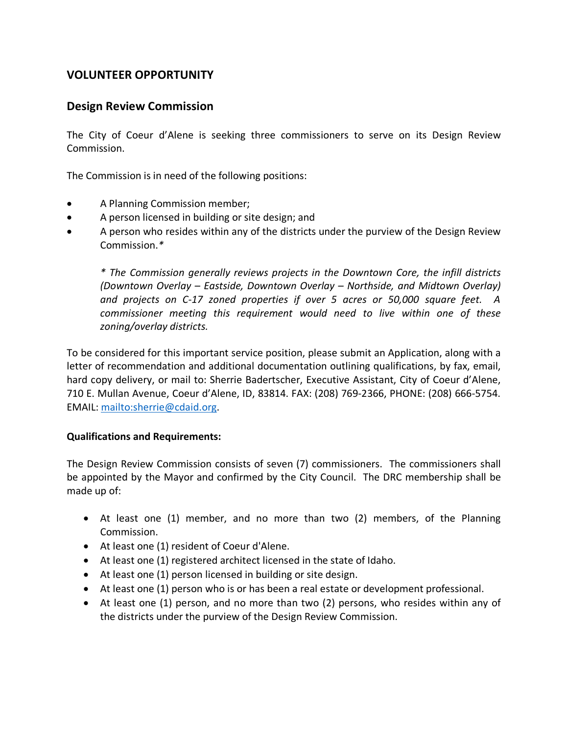## VOLUNTEER OPPORTUNITY

### Design Review Commission

The City of Coeur d'Alene is seeking three commissioners to serve on its Design Review Commission.

The Commission is in need of the following positions:

- A Planning Commission member;
- A person licensed in building or site design; and
- A person who resides within any of the districts under the purview of the Design Review Commission.*

  *\* The Commission generally reviews projects in the Downtown Core, the infill districts (Downtown Overlay – Eastside, Downtown Overlay – Northside, and Midtown Overlay) and projects on C-17 zoned properties if over 5 acres or 50,000 square feet. A commissioner meeting this requirement would need to live within one of these zoning/overlay districts.*

To be considered for this important service position, please submit an Application, along with a letter of recommendation and additional documentation outlining qualifications, by fax, email, hard copy delivery, or mail to: Sherrie Badertscher, Executive Assistant, City of Coeur d'Alene, 710 E. Mullan Avenue, Coeur d'Alene, ID, 83814. FAX: (208) 769-2366, PHONE: (208) 666-5754. EMAIL: [mailto:sherrie@cdaid.org](mailto:sherrie@cdaid.org).

**Qualifications and Requirements:**

The Design Review Commission consists of seven (7) commissioners. The commissioners shall be appointed by the Mayor and confirmed by the City Council. The DRC membership shall be made up of:

- At least one (1) member, and no more than two (2) members, of the Planning Commission.
- At least one (1) resident of Coeur d'Alene.
- At least one (1) registered architect licensed in the state of Idaho.
- At least one (1) person licensed in building or site design.
- At least one (1) person who is or has been a real estate or development professional.
- At least one (1) person, and no more than two (2) persons, who resides within any of the districts under the purview of the Design Review Commission.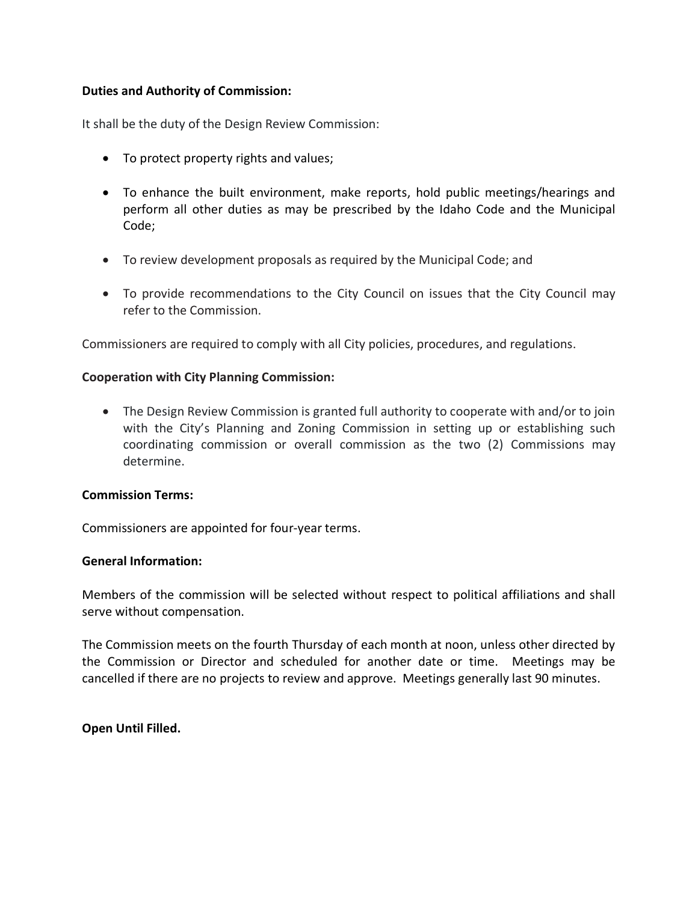**Duties and Authority of Commission:**

It shall be the duty of the Design Review Commission:

- To protect property rights and values;
- To enhance the built environment, make reports, hold public meetings/hearings and perform all other duties as may be prescribed by the Idaho Code and the Municipal Code;
- To review development proposals as required by the Municipal Code; and
- To provide recommendations to the City Council on issues that the City Council may refer to the Commission.

Commissioners are required to comply with all City policies, procedures, and regulations.

**Cooperation with City Planning Commission:**

- The Design Review Commission is granted full authority to cooperate with and/or to join with the City's Planning and Zoning Commission in setting up or establishing such coordinating commission or overall commission as the two (2) Commissions may determine.

**Commission Terms:**

Commissioners are appointed for four-year terms.

**General Information:**

Members of the commission will be selected without respect to political affiliations and shall serve without compensation.

The Commission meets on the fourth Thursday of each month at noon, unless other directed by the Commission or Director and scheduled for another date or time. Meetings may be cancelled if there are no projects to review and approve. Meetings generally last 90 minutes.

**Open Until Filled.**